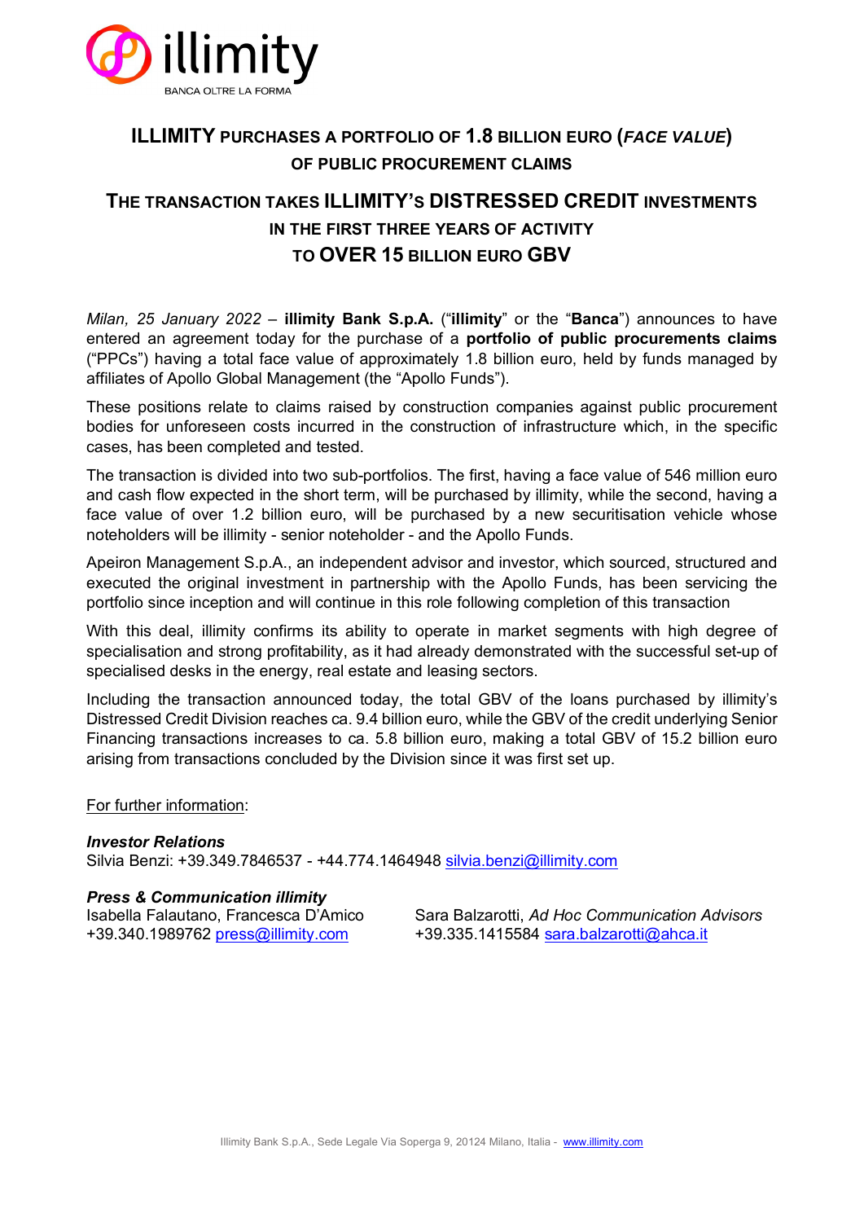illimity

BANCA OLTRE LA FORMA

# ILLIMITY PURCHASES A PORTFOLIO OF 1.8 BILLION EURO (*FACE VALUE*) OF PUBLIC PROCUREMENT CLAIMS

## THE TRANSACTION TAKES ILLIMITY'S DISTRESSED CREDIT INVESTMENTS IN THE FIRST THREE YEARS OF ACTIVITY TO OVER 15 BILLION EURO GBV

*Milan, 25 January 2022* – **illimity Bank S.p.A.** ("**illimity**" or the "**Banca**") announces to have entered an agreement today for the purchase of a **portfolio of public procurements claims** ("PPCs") having a total face value of approximately 1.8 billion euro, held by funds managed by affiliates of Apollo Global Management (the "Apollo Funds").

These positions relate to claims raised by construction companies against public procurement bodies for unforeseen costs incurred in the construction of infrastructure which, in the specific cases, has been completed and tested.

The transaction is divided into two sub-portfolios. The first, having a face value of 546 million euro and cash flow expected in the short term, will be purchased by illimity, while the second, having a face value of over 1.2 billion euro, will be purchased by a new securitisation vehicle whose noteholders will be illimity - senior noteholder - and the Apollo Funds.

Apeiron Management S.p.A., an independent advisor and investor, which sourced, structured and executed the original investment in partnership with the Apollo Funds, has been servicing the portfolio since inception and will continue in this role following completion of this transaction

With this deal, illimity confirms its ability to operate in market segments with high degree of specialisation and strong profitability, as it had already demonstrated with the successful set-up of specialised desks in the energy, real estate and leasing sectors.

Including the transaction announced today, the total GBV of the loans purchased by illimity's Distressed Credit Division reaches ca. 9.4 billion euro, while the GBV of the credit underlying Senior Financing transactions increases to ca. 5.8 billion euro, making a total GBV of 15.2 billion euro arising from transactions concluded by the Division since it was first set up.

For further information:

***Investor Relations***
Silvia Benzi: +39.349.7846537 - +44.774.1464948 silvia.benzi@illimity.com

***Press & Communication illimity***
Isabella Falautano, Francesca D'Amico
+39.340.1989762 press@illimity.com

Sara Balzarotti, *Ad Hoc Communication Advisors*
+39.335.1415584 sara.balzarotti@ahca.it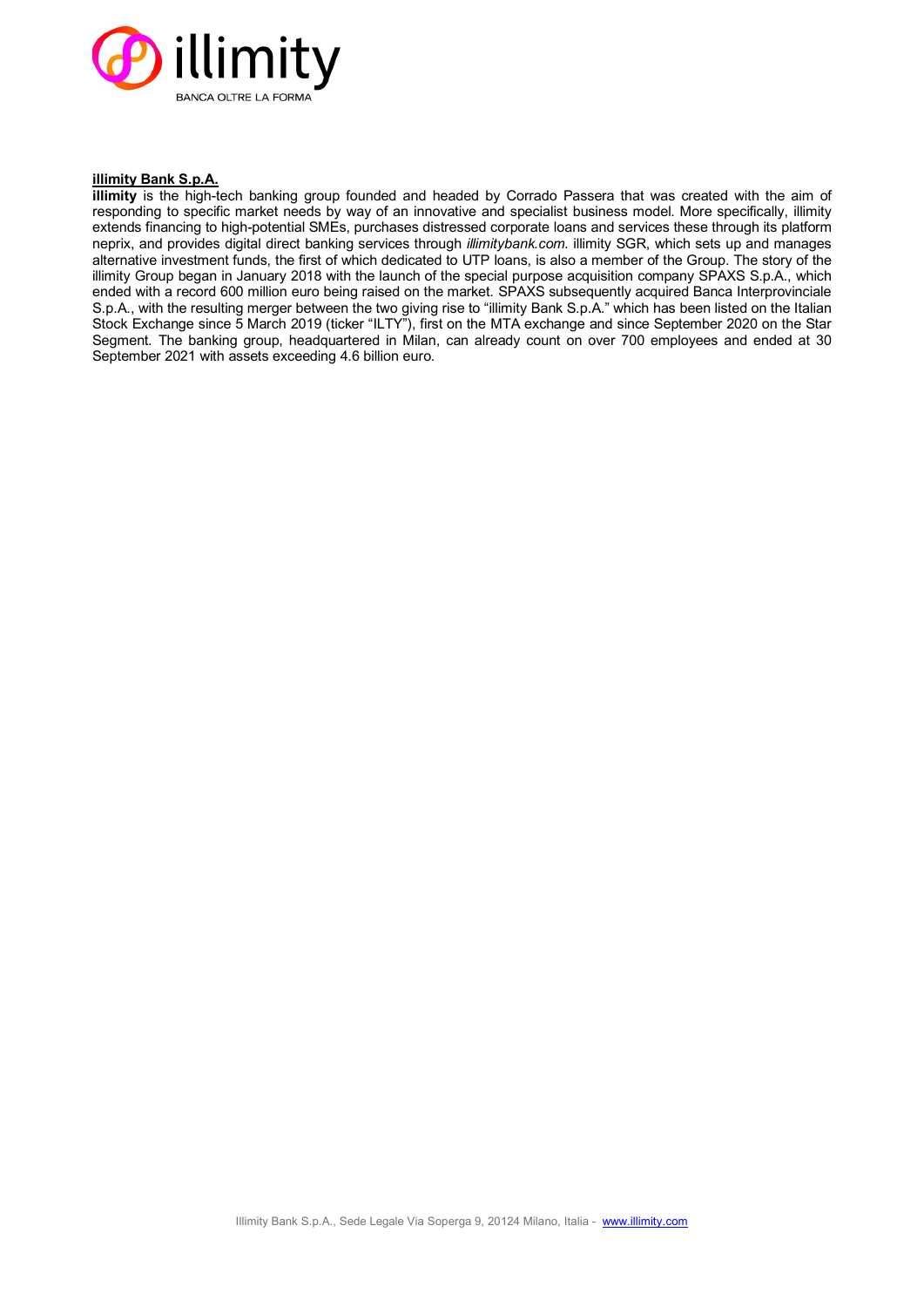**illimity Bank S.p.A.**

**illimity** is the high-tech banking group founded and headed by Corrado Passera that was created with the aim of responding to specific market needs by way of an innovative and specialist business model. More specifically, illimity extends financing to high-potential SMEs, purchases distressed corporate loans and services these through its platform neprix, and provides digital direct banking services through *illimitybank.com*. illimity SGR, which sets up and manages alternative investment funds, the first of which dedicated to UTP loans, is also a member of the Group. The story of the illimity Group began in January 2018 with the launch of the special purpose acquisition company SPAXS S.p.A., which ended with a record 600 million euro being raised on the market. SPAXS subsequently acquired Banca Interprovinciale S.p.A., with the resulting merger between the two giving rise to "illimity Bank S.p.A." which has been listed on the Italian Stock Exchange since 5 March 2019 (ticker "ILTY"), first on the MTA exchange and since September 2020 on the Star Segment. The banking group, headquartered in Milan, can already count on over 700 employees and ended at 30 September 2021 with assets exceeding 4.6 billion euro.